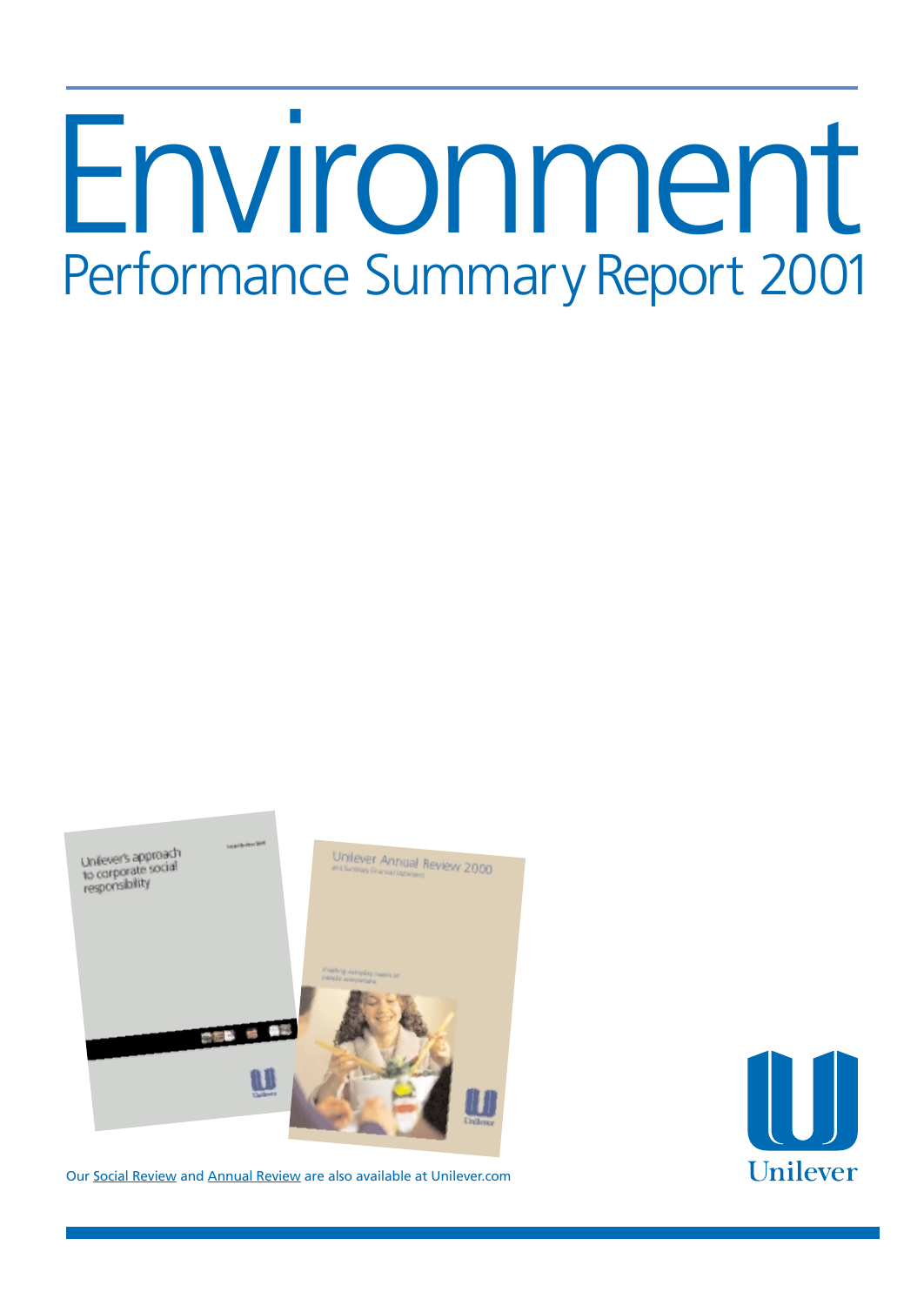# Environment

## Performance Summary Report 2001

Our Social Review and Annual Review are also available at Unilever.com

Unilever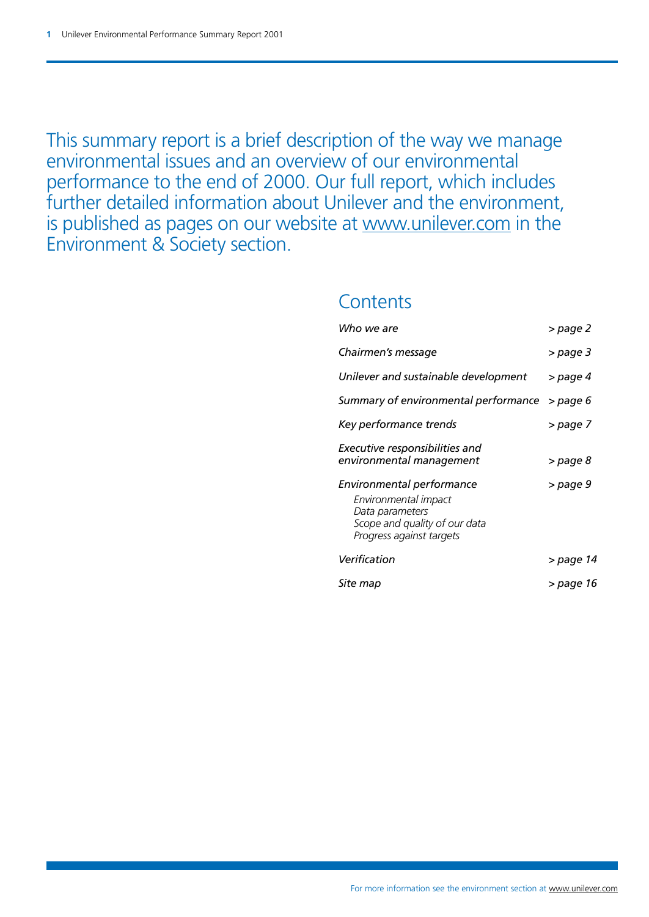This summary report is a brief description of the way we manage environmental issues and an overview of our environmental performance to the end of 2000. Our full report, which includes further detailed information about Unilever and the environment, is published as pages on our website at www.unilever.com in the Environment & Society section.

## Contents

| | |
|---|---|
| *Who we are* | *> page 2* |
| *Chairmen's message* | *> page 3* |
| *Unilever and sustainable development* | *> page 4* |
| *Summary of environmental performance* | *> page 6* |
| *Key performance trends* | *> page 7* |
| *Executive responsibilities and environmental management* | *> page 8* |
| *Environmental performance*<br>*Environmental impact*<br>*Data parameters*<br>*Scope and quality of our data*<br>*Progress against targets* | *> page 9* |
| *Verification* | *> page 14* |
| *Site map* | *> page 16* |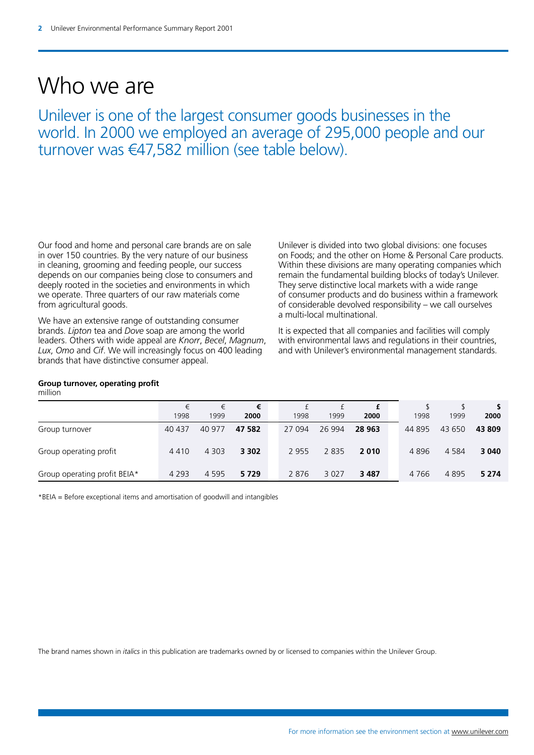# Who we are

Unilever is one of the largest consumer goods businesses in the world. In 2000 we employed an average of 295,000 people and our turnover was €47,582 million (see table below).

Our food and home and personal care brands are on sale in over 150 countries. By the very nature of our business in cleaning, grooming and feeding people, our success depends on our companies being close to consumers and deeply rooted in the societies and environments in which we operate. Three quarters of our raw materials come from agricultural goods.

We have an extensive range of outstanding consumer brands. *Lipton* tea and *Dove* soap are among the world leaders. Others with wide appeal are *Knorr*, *Becel*, *Magnum*, *Lux*, *Omo* and *Cif*. We will increasingly focus on 400 leading brands that have distinctive consumer appeal.

Unilever is divided into two global divisions: one focuses on Foods; and the other on Home & Personal Care products. Within these divisions are many operating companies which remain the fundamental building blocks of today's Unilever. They serve distinctive local markets with a wide range of consumer products and do business within a framework of considerable devolved responsibility – we call ourselves a multi-local multinational.

It is expected that all companies and facilities will comply with environmental laws and regulations in their countries, and with Unilever's environmental management standards.

**Group turnover, operating profit**
million

| | € 1998 | € 1999 | **€ 2000** | £ 1998 | £ 1999 | **£ 2000** | $ 1998 | $ 1999 | **$ 2000** |
|---|---|---|---|---|---|---|---|---|---|
| Group turnover | 40 437 | 40 977 | **47 582** | 27 094 | 26 994 | **28 963** | 44 895 | 43 650 | **43 809** |
| Group operating profit | 4 410 | 4 303 | **3 302** | 2 955 | 2 835 | **2 010** | 4 896 | 4 584 | **3 040** |
| Group operating profit BEIA* | 4 293 | 4 595 | **5 729** | 2 876 | 3 027 | **3 487** | 4 766 | 4 895 | **5 274** |

*BEIA = Before exceptional items and amortisation of goodwill and intangibles

The brand names shown in *italics* in this publication are trademarks owned by or licensed to companies within the Unilever Group.

For more information see the environment section at www.unilever.com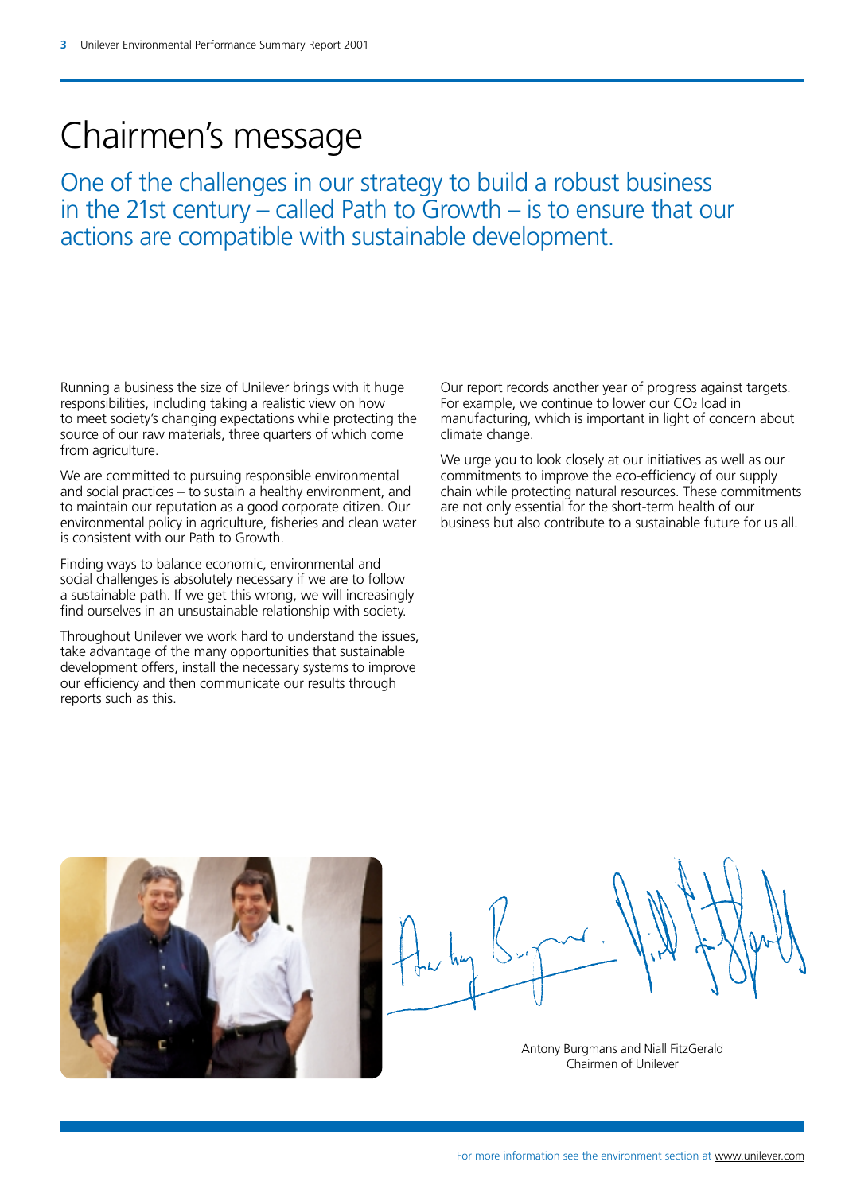# Chairmen's message

## One of the challenges in our strategy to build a robust business in the 21st century – called Path to Growth – is to ensure that our actions are compatible with sustainable development.

Running a business the size of Unilever brings with it huge responsibilities, including taking a realistic view on how to meet society's changing expectations while protecting the source of our raw materials, three quarters of which come from agriculture.

We are committed to pursuing responsible environmental and social practices – to sustain a healthy environment, and to maintain our reputation as a good corporate citizen. Our environmental policy in agriculture, fisheries and clean water is consistent with our Path to Growth.

Finding ways to balance economic, environmental and social challenges is absolutely necessary if we are to follow a sustainable path. If we get this wrong, we will increasingly find ourselves in an unsustainable relationship with society.

Throughout Unilever we work hard to understand the issues, take advantage of the many opportunities that sustainable development offers, install the necessary systems to improve our efficiency and then communicate our results through reports such as this.

Our report records another year of progress against targets. For example, we continue to lower our $CO_2$ load in manufacturing, which is important in light of concern about climate change.

We urge you to look closely at our initiatives as well as our commitments to improve the eco-efficiency of our supply chain while protecting natural resources. These commitments are not only essential for the short-term health of our business but also contribute to a sustainable future for us all.

Antony Burgmans and Niall FitzGerald
Chairmen of Unilever

For more information see the environment section at www.unilever.com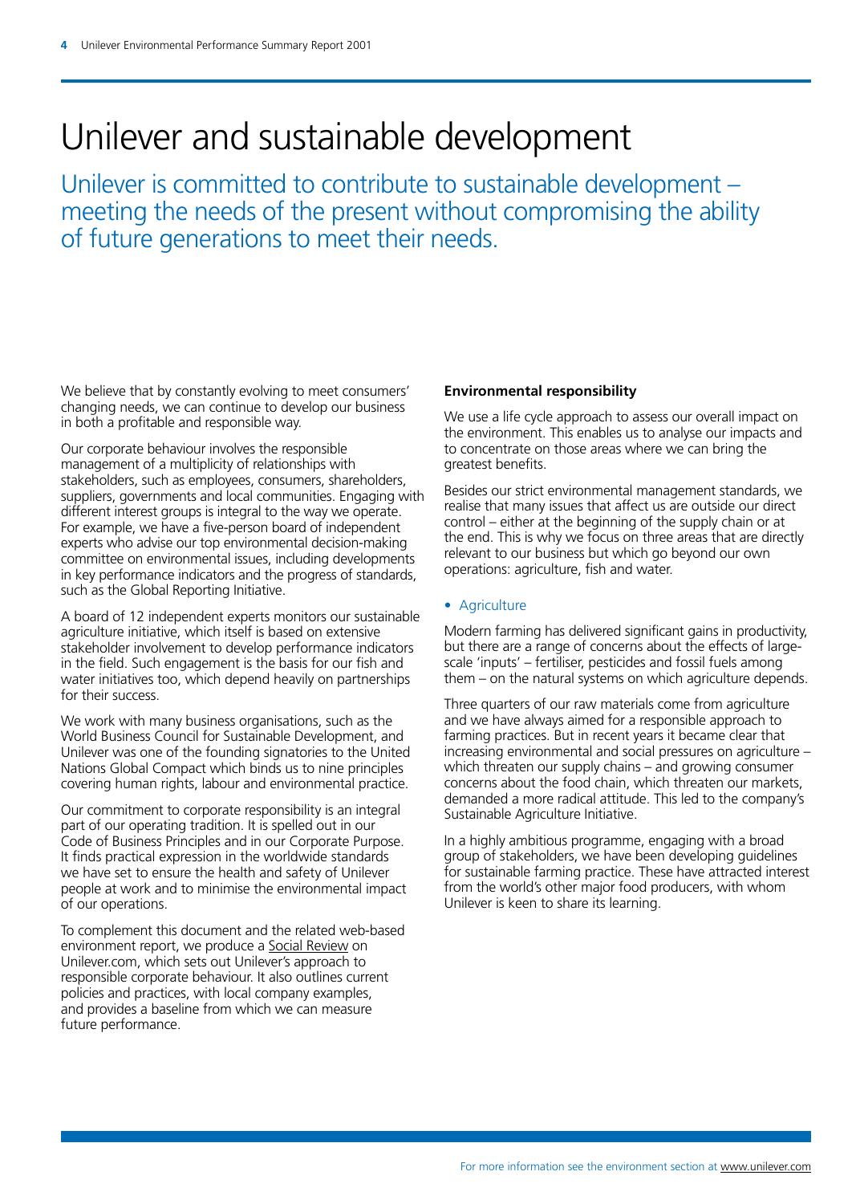# Unilever and sustainable development

Unilever is committed to contribute to sustainable development – meeting the needs of the present without compromising the ability of future generations to meet their needs.

We believe that by constantly evolving to meet consumers' changing needs, we can continue to develop our business in both a profitable and responsible way.

Our corporate behaviour involves the responsible management of a multiplicity of relationships with stakeholders, such as employees, consumers, shareholders, suppliers, governments and local communities. Engaging with different interest groups is integral to the way we operate. For example, we have a five-person board of independent experts who advise our top environmental decision-making committee on environmental issues, including developments in key performance indicators and the progress of standards, such as the Global Reporting Initiative.

A board of 12 independent experts monitors our sustainable agriculture initiative, which itself is based on extensive stakeholder involvement to develop performance indicators in the field. Such engagement is the basis for our fish and water initiatives too, which depend heavily on partnerships for their success.

We work with many business organisations, such as the World Business Council for Sustainable Development, and Unilever was one of the founding signatories to the United Nations Global Compact which binds us to nine principles covering human rights, labour and environmental practice.

Our commitment to corporate responsibility is an integral part of our operating tradition. It is spelled out in our Code of Business Principles and in our Corporate Purpose. It finds practical expression in the worldwide standards we have set to ensure the health and safety of Unilever people at work and to minimise the environmental impact of our operations.

To complement this document and the related web-based environment report, we produce a Social Review on Unilever.com, which sets out Unilever's approach to responsible corporate behaviour. It also outlines current policies and practices, with local company examples, and provides a baseline from which we can measure future performance.

**Environmental responsibility**

We use a life cycle approach to assess our overall impact on the environment. This enables us to analyse our impacts and to concentrate on those areas where we can bring the greatest benefits.

Besides our strict environmental management standards, we realise that many issues that affect us are outside our direct control – either at the beginning of the supply chain or at the end. This is why we focus on three areas that are directly relevant to our business but which go beyond our own operations: agriculture, fish and water.

- Agriculture

Modern farming has delivered significant gains in productivity, but there are a range of concerns about the effects of large-scale 'inputs' – fertiliser, pesticides and fossil fuels among them – on the natural systems on which agriculture depends.

Three quarters of our raw materials come from agriculture and we have always aimed for a responsible approach to farming practices. But in recent years it became clear that increasing environmental and social pressures on agriculture – which threaten our supply chains – and growing consumer concerns about the food chain, which threaten our markets, demanded a more radical attitude. This led to the company's Sustainable Agriculture Initiative.

In a highly ambitious programme, engaging with a broad group of stakeholders, we have been developing guidelines for sustainable farming practice. These have attracted interest from the world's other major food producers, with whom Unilever is keen to share its learning.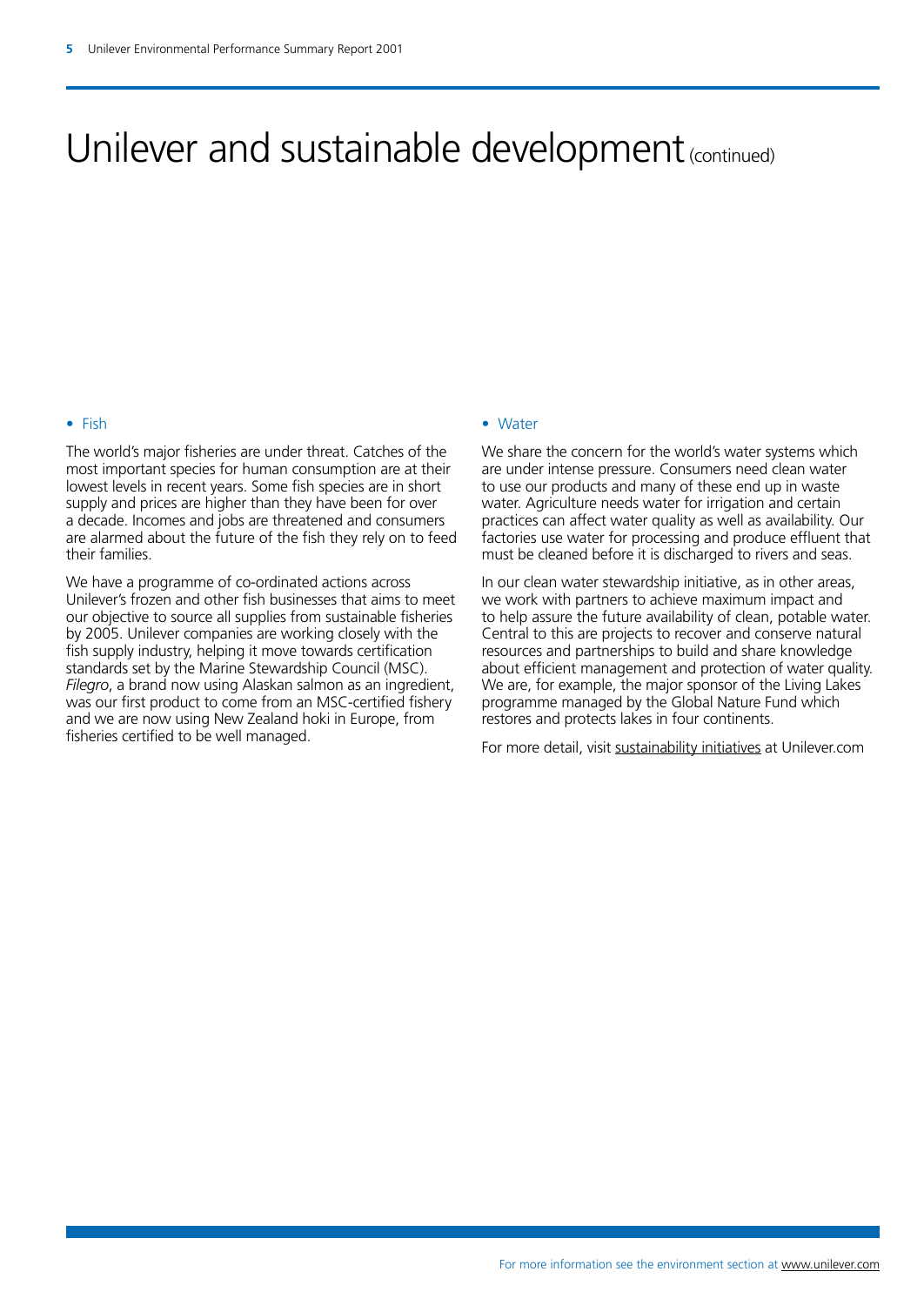# Unilever and sustainable development (continued)

- Fish

The world's major fisheries are under threat. Catches of the most important species for human consumption are at their lowest levels in recent years. Some fish species are in short supply and prices are higher than they have been for over a decade. Incomes and jobs are threatened and consumers are alarmed about the future of the fish they rely on to feed their families.

We have a programme of co-ordinated actions across Unilever's frozen and other fish businesses that aims to meet our objective to source all supplies from sustainable fisheries by 2005. Unilever companies are working closely with the fish supply industry, helping it move towards certification standards set by the Marine Stewardship Council (MSC). *Filegro*, a brand now using Alaskan salmon as an ingredient, was our first product to come from an MSC-certified fishery and we are now using New Zealand hoki in Europe, from fisheries certified to be well managed.

- Water

We share the concern for the world's water systems which are under intense pressure. Consumers need clean water to use our products and many of these end up in waste water. Agriculture needs water for irrigation and certain practices can affect water quality as well as availability. Our factories use water for processing and produce effluent that must be cleaned before it is discharged to rivers and seas.

In our clean water stewardship initiative, as in other areas, we work with partners to achieve maximum impact and to help assure the future availability of clean, potable water. Central to this are projects to recover and conserve natural resources and partnerships to build and share knowledge about efficient management and protection of water quality. We are, for example, the major sponsor of the Living Lakes programme managed by the Global Nature Fund which restores and protects lakes in four continents.

For more detail, visit sustainability initiatives at Unilever.com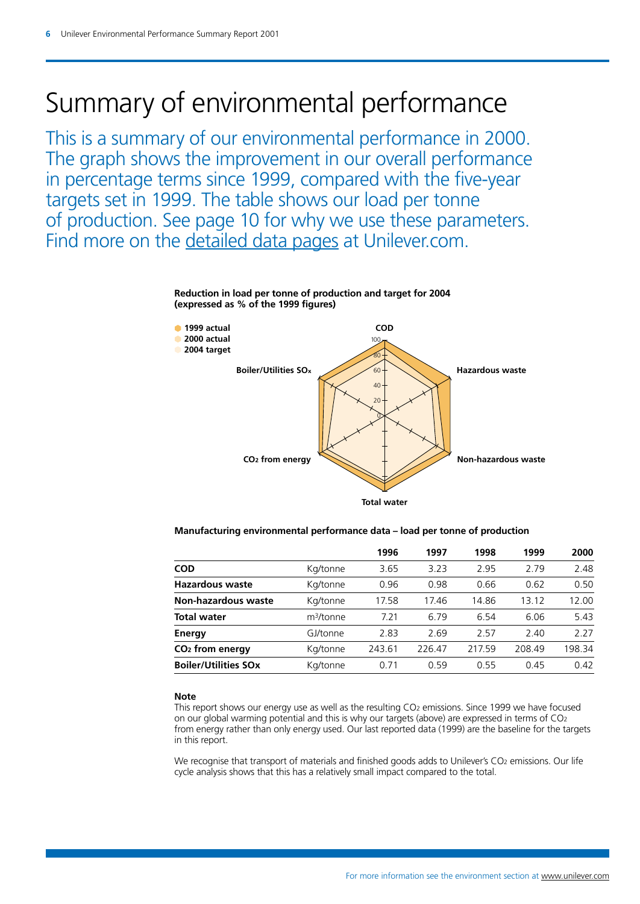# Summary of environmental performance

This is a summary of our environmental performance in 2000. The graph shows the improvement in our overall performance in percentage terms since 1999, compared with the five-year targets set in 1999. The table shows our load per tonne of production. See page 10 for why we use these parameters. Find more on the detailed data pages at Unilever.com.

**Reduction in load per tonne of production and target for 2004 (expressed as % of the 1999 figures)**

- 1999 actual
- 2000 actual
- 2004 target

COD, Hazardous waste, Non-hazardous waste, Total water, $CO_2$ from energy, Boiler/Utilities $SO_x$

**Manufacturing environmental performance data – load per tonne of production**

| | | 1996 | 1997 | 1998 | 1999 | 2000 |
|---|---|---|---|---|---|---|
| **COD** | Kg/tonne | 3.65 | 3.23 | 2.95 | 2.79 | 2.48 |
| **Hazardous waste** | Kg/tonne | 0.96 | 0.98 | 0.66 | 0.62 | 0.50 |
| **Non-hazardous waste** | Kg/tonne | 17.58 | 17.46 | 14.86 | 13.12 | 12.00 |
| **Total water** | $m^3$/tonne | 7.21 | 6.79 | 6.54 | 6.06 | 5.43 |
| **Energy** | GJ/tonne | 2.83 | 2.69 | 2.57 | 2.40 | 2.27 |
| **$CO_2$ from energy** | Kg/tonne | 243.61 | 226.47 | 217.59 | 208.49 | 198.34 |
| **Boiler/Utilities SOx** | Kg/tonne | 0.71 | 0.59 | 0.55 | 0.45 | 0.42 |

**Note**

This report shows our energy use as well as the resulting $CO_2$ emissions. Since 1999 we have focused on our global warming potential and this is why our targets (above) are expressed in terms of $CO_2$ from energy rather than only energy used. Our last reported data (1999) are the baseline for the targets in this report.

We recognise that transport of materials and finished goods adds to Unilever's $CO_2$ emissions. Our life cycle analysis shows that this has a relatively small impact compared to the total.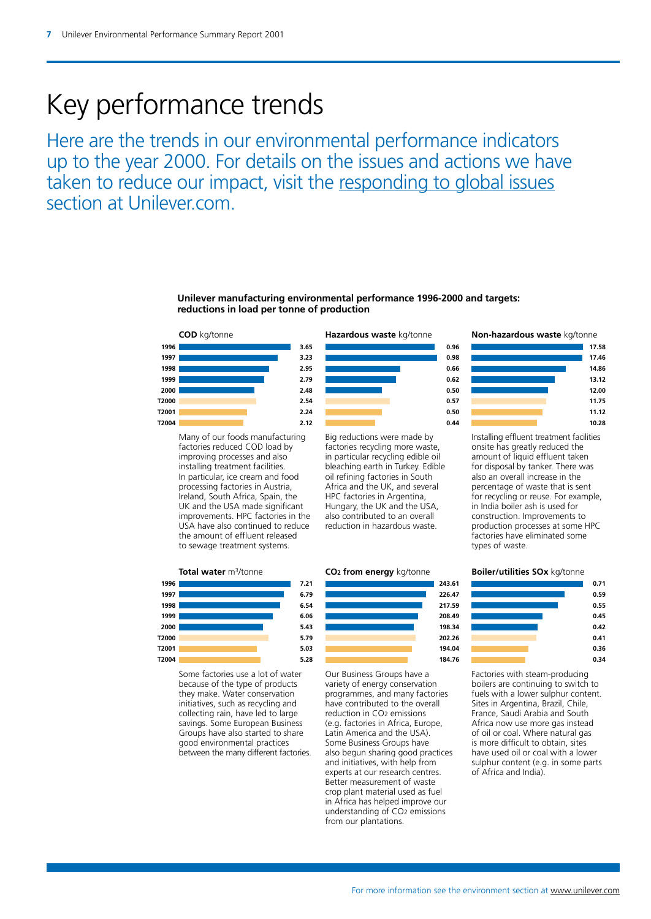# Key performance trends

Here are the trends in our environmental performance indicators up to the year 2000. For details on the issues and actions we have taken to reduce our impact, visit the responding to global issues section at Unilever.com.

**Unilever manufacturing environmental performance 1996-2000 and targets: reductions in load per tonne of production**

| | **COD** kg/tonne | **Hazardous waste** kg/tonne | **Non-hazardous waste** kg/tonne |
|---|---|---|---|
| 1996 | 3.65 | 0.96 | 17.58 |
| 1997 | 3.23 | 0.98 | 17.46 |
| 1998 | 2.95 | 0.66 | 14.86 |
| 1999 | 2.79 | 0.62 | 13.12 |
| 2000 | 2.48 | 0.50 | 12.00 |
| T2000 | 2.54 | 0.57 | 11.75 |
| T2001 | 2.24 | 0.50 | 11.12 |
| T2004 | 2.12 | 0.44 | 10.28 |

**COD:** Many of our foods manufacturing factories reduced COD load by improving processes and also installing treatment facilities. In particular, ice cream and food processing factories in Austria, Ireland, South Africa, Spain, the UK and the USA made significant improvements. HPC factories in the USA have also continued to reduce the amount of effluent released to sewage treatment systems.

**Hazardous waste:** Big reductions were made by factories recycling more waste, in particular recycling edible oil bleaching earth in Turkey. Edible oil refining factories in South Africa and the UK, and several HPC factories in Argentina, Hungary, the UK and the USA, also contributed to an overall reduction in hazardous waste.

**Non-hazardous waste:** Installing effluent treatment facilities onsite has greatly reduced the amount of liquid effluent taken for disposal by tanker. There was also an overall increase in the percentage of waste that is sent for recycling or reuse. For example, in India boiler ash is used for construction. Improvements to production processes at some HPC factories have eliminated some types of waste.

| | **Total water** $m^3$/tonne | **$CO_2$ from energy** kg/tonne | **Boiler/utilities SOx** kg/tonne |
|---|---|---|---|
| 1996 | 7.21 | 243.61 | 0.71 |
| 1997 | 6.79 | 226.47 | 0.59 |
| 1998 | 6.54 | 217.59 | 0.55 |
| 1999 | 6.06 | 208.49 | 0.45 |
| 2000 | 5.43 | 198.34 | 0.42 |
| T2000 | 5.79 | 202.26 | 0.41 |
| T2001 | 5.03 | 194.04 | 0.36 |
| T2004 | 5.28 | 184.76 | 0.34 |

**Total water:** Some factories use a lot of water because of the type of products they make. Water conservation initiatives, such as recycling and collecting rain, have led to large savings. Some European Business Groups have also started to share good environmental practices between the many different factories.

**$CO_2$ from energy:** Our Business Groups have a variety of energy conservation programmes, and many factories have contributed to the overall reduction in $CO_2$ emissions (e.g. factories in Africa, Europe, Latin America and the USA). Some Business Groups have also begun sharing good practices and initiatives, with help from experts at our research centres. Better measurement of waste crop plant material used as fuel in Africa has helped improve our understanding of $CO_2$ emissions from our plantations.

**Boiler/utilities SOx:** Factories with steam-producing boilers are continuing to switch to fuels with a lower sulphur content. Sites in Argentina, Brazil, Chile, France, Saudi Arabia and South Africa now use more gas instead of oil or coal. Where natural gas is more difficult to obtain, sites have used oil or coal with a lower sulphur content (e.g. in some parts of Africa and India).

For more information see the environment section at www.unilever.com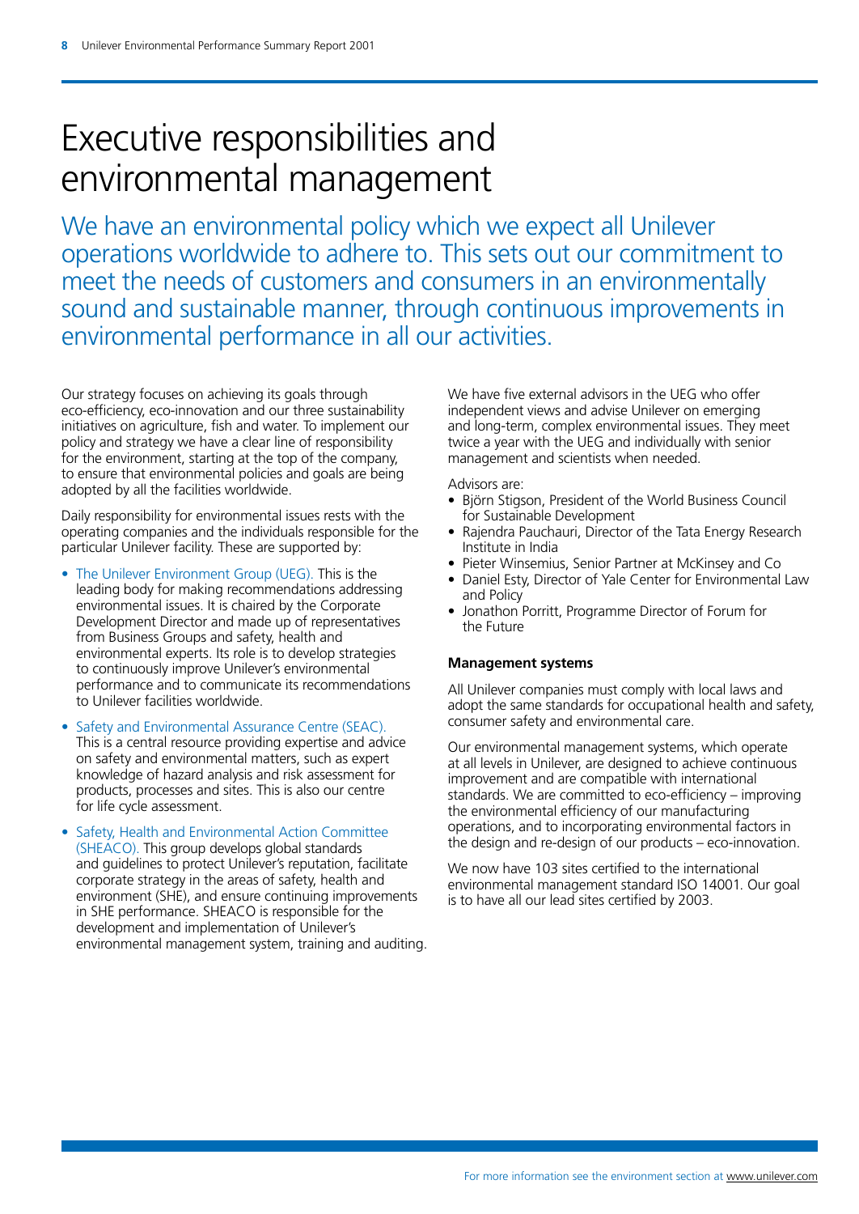# Executive responsibilities and environmental management

We have an environmental policy which we expect all Unilever operations worldwide to adhere to. This sets out our commitment to meet the needs of customers and consumers in an environmentally sound and sustainable manner, through continuous improvements in environmental performance in all our activities.

Our strategy focuses on achieving its goals through eco-efficiency, eco-innovation and our three sustainability initiatives on agriculture, fish and water. To implement our policy and strategy we have a clear line of responsibility for the environment, starting at the top of the company, to ensure that environmental policies and goals are being adopted by all the facilities worldwide.

Daily responsibility for environmental issues rests with the operating companies and the individuals responsible for the particular Unilever facility. These are supported by:

- The Unilever Environment Group (UEG). This is the leading body for making recommendations addressing environmental issues. It is chaired by the Corporate Development Director and made up of representatives from Business Groups and safety, health and environmental experts. Its role is to develop strategies to continuously improve Unilever's environmental performance and to communicate its recommendations to Unilever facilities worldwide.
- Safety and Environmental Assurance Centre (SEAC). This is a central resource providing expertise and advice on safety and environmental matters, such as expert knowledge of hazard analysis and risk assessment for products, processes and sites. This is also our centre for life cycle assessment.
- Safety, Health and Environmental Action Committee (SHEACO). This group develops global standards and guidelines to protect Unilever's reputation, facilitate corporate strategy in the areas of safety, health and environment (SHE), and ensure continuing improvements in SHE performance. SHEACO is responsible for the development and implementation of Unilever's environmental management system, training and auditing.

We have five external advisors in the UEG who offer independent views and advise Unilever on emerging and long-term, complex environmental issues. They meet twice a year with the UEG and individually with senior management and scientists when needed.

Advisors are:

- Björn Stigson, President of the World Business Council for Sustainable Development
- Rajendra Pauchauri, Director of the Tata Energy Research Institute in India
- Pieter Winsemius, Senior Partner at McKinsey and Co
- Daniel Esty, Director of Yale Center for Environmental Law and Policy
- Jonathon Porritt, Programme Director of Forum for the Future

**Management systems**

All Unilever companies must comply with local laws and adopt the same standards for occupational health and safety, consumer safety and environmental care.

Our environmental management systems, which operate at all levels in Unilever, are designed to achieve continuous improvement and are compatible with international standards. We are committed to eco-efficiency – improving the environmental efficiency of our manufacturing operations, and to incorporating environmental factors in the design and re-design of our products – eco-innovation.

We now have 103 sites certified to the international environmental management standard ISO 14001. Our goal is to have all our lead sites certified by 2003.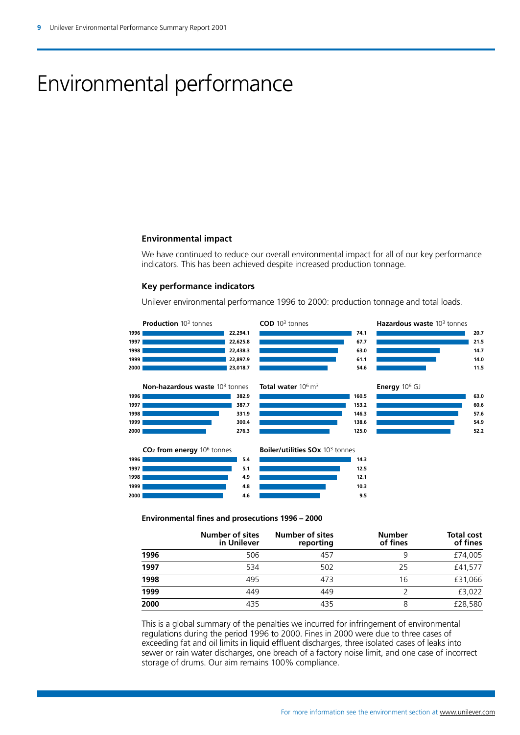# Environmental performance

### Environmental impact

We have continued to reduce our overall environmental impact for all of our key performance indicators. This has been achieved despite increased production tonnage.

### Key performance indicators

Unilever environmental performance 1996 to 2000: production tonnage and total loads.

| Year | Production $10^3$ tonnes | COD $10^3$ tonnes | Hazardous waste $10^3$ tonnes |
|---|---|---|---|
| 1996 | 22,294.1 | 74.1 | 20.7 |
| 1997 | 22,625.8 | 67.7 | 21.5 |
| 1998 | 22,438.3 | 63.0 | 14.7 |
| 1999 | 22,897.9 | 61.1 | 14.0 |
| 2000 | 23,018.7 | 54.6 | 11.5 |

| Year | Non-hazardous waste $10^3$ tonnes | Total water $10^6$ $m^3$ | Energy $10^6$ GJ |
|---|---|---|---|
| 1996 | 382.9 | 160.5 | 63.0 |
| 1997 | 387.7 | 153.2 | 60.6 |
| 1998 | 331.9 | 146.3 | 57.6 |
| 1999 | 300.4 | 138.6 | 54.9 |
| 2000 | 276.3 | 125.0 | 52.2 |

| Year | $CO_2$ from energy $10^6$ tonnes | Boiler/utilities SOx $10^3$ tonnes |
|---|---|---|
| 1996 | 5.4 | 14.3 |
| 1997 | 5.1 | 12.5 |
| 1998 | 4.9 | 12.1 |
| 1999 | 4.8 | 10.3 |
| 2000 | 4.6 | 9.5 |

#### Environmental fines and prosecutions 1996 – 2000

| | Number of sites in Unilever | Number of sites reporting | Number of fines | Total cost of fines |
|---|---|---|---|---|
| **1996** | 506 | 457 | 9 | £74,005 |
| **1997** | 534 | 502 | 25 | £41,577 |
| **1998** | 495 | 473 | 16 | £31,066 |
| **1999** | 449 | 449 | 2 | £3,022 |
| **2000** | 435 | 435 | 8 | £28,580 |

This is a global summary of the penalties we incurred for infringement of environmental regulations during the period 1996 to 2000. Fines in 2000 were due to three cases of exceeding fat and oil limits in liquid effluent discharges, three isolated cases of leaks into sewer or rain water discharges, one breach of a factory noise limit, and one case of incorrect storage of drums. Our aim remains 100% compliance.

For more information see the environment section at www.unilever.com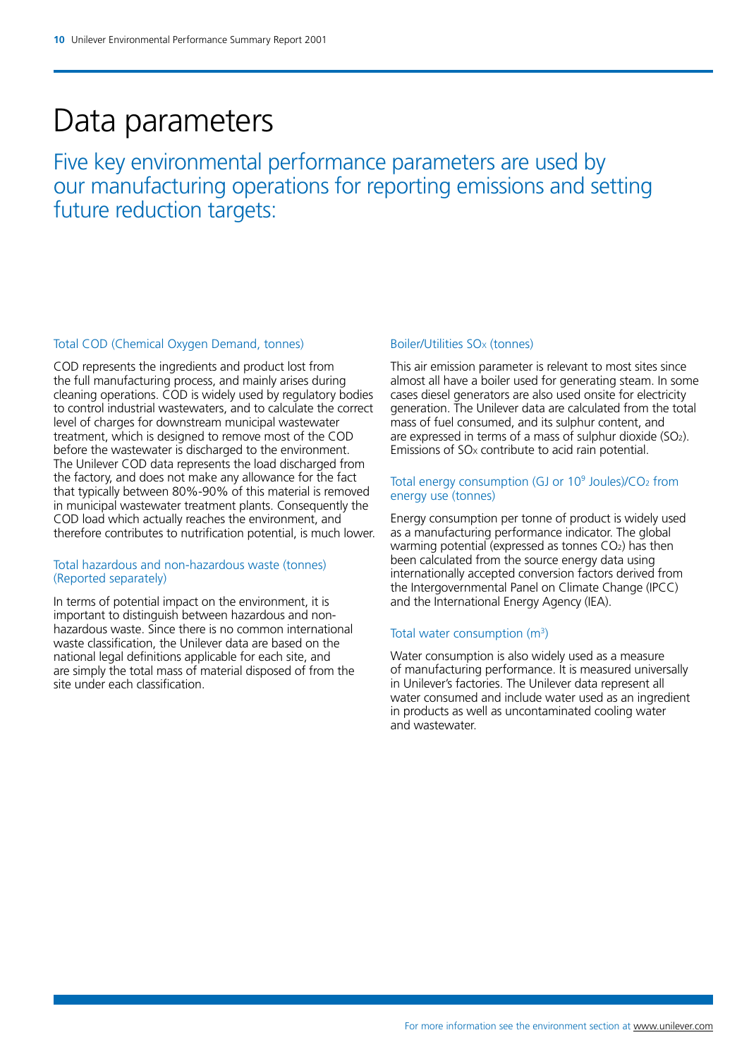# Data parameters

## Five key environmental performance parameters are used by our manufacturing operations for reporting emissions and setting future reduction targets:

### Total COD (Chemical Oxygen Demand, tonnes)

COD represents the ingredients and product lost from the full manufacturing process, and mainly arises during cleaning operations. COD is widely used by regulatory bodies to control industrial wastewaters, and to calculate the correct level of charges for downstream municipal wastewater treatment, which is designed to remove most of the COD before the wastewater is discharged to the environment. The Unilever COD data represents the load discharged from the factory, and does not make any allowance for the fact that typically between 80%-90% of this material is removed in municipal wastewater treatment plants. Consequently the COD load which actually reaches the environment, and therefore contributes to nutrification potential, is much lower.

### Total hazardous and non-hazardous waste (tonnes) (Reported separately)

In terms of potential impact on the environment, it is important to distinguish between hazardous and non-hazardous waste. Since there is no common international waste classification, the Unilever data are based on the national legal definitions applicable for each site, and are simply the total mass of material disposed of from the site under each classification.

### Boiler/Utilities $SO_x$ (tonnes)

This air emission parameter is relevant to most sites since almost all have a boiler used for generating steam. In some cases diesel generators are also used onsite for electricity generation. The Unilever data are calculated from the total mass of fuel consumed, and its sulphur content, and are expressed in terms of a mass of sulphur dioxide ($SO_2$). Emissions of $SO_x$ contribute to acid rain potential.

### Total energy consumption (GJ or $10^9$ Joules)/$CO_2$ from energy use (tonnes)

Energy consumption per tonne of product is widely used as a manufacturing performance indicator. The global warming potential (expressed as tonnes $CO_2$) has then been calculated from the source energy data using internationally accepted conversion factors derived from the Intergovernmental Panel on Climate Change (IPCC) and the International Energy Agency (IEA).

### Total water consumption ($m^3$)

Water consumption is also widely used as a measure of manufacturing performance. It is measured universally in Unilever's factories. The Unilever data represent all water consumed and include water used as an ingredient in products as well as uncontaminated cooling water and wastewater.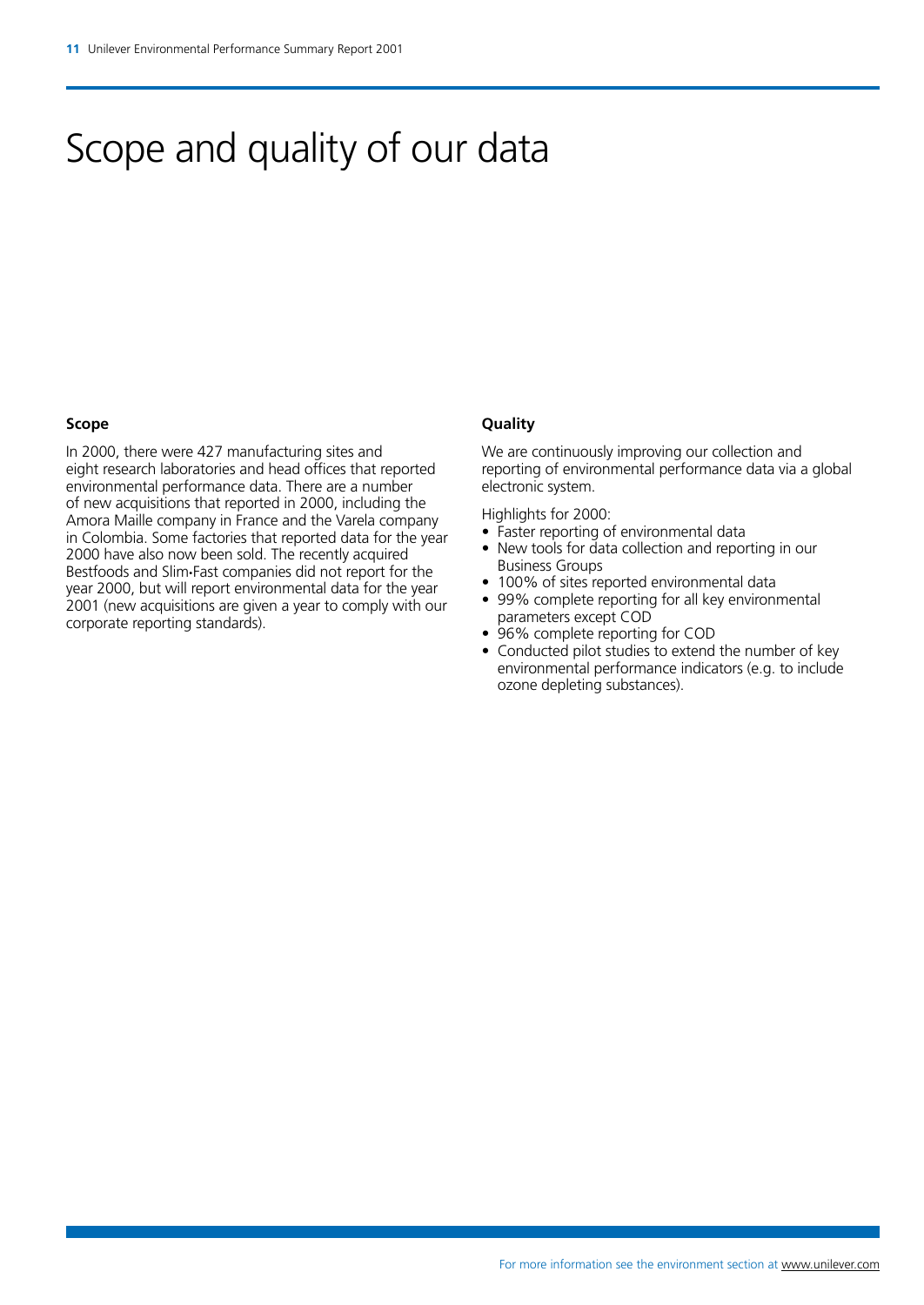# Scope and quality of our data

### Scope

In 2000, there were 427 manufacturing sites and eight research laboratories and head offices that reported environmental performance data. There are a number of new acquisitions that reported in 2000, including the Amora Maille company in France and the Varela company in Colombia. Some factories that reported data for the year 2000 have also now been sold. The recently acquired Bestfoods and Slim•Fast companies did not report for the year 2000, but will report environmental data for the year 2001 (new acquisitions are given a year to comply with our corporate reporting standards).

### Quality

We are continuously improving our collection and reporting of environmental performance data via a global electronic system.

Highlights for 2000:

- Faster reporting of environmental data
- New tools for data collection and reporting in our Business Groups
- 100% of sites reported environmental data
- 99% complete reporting for all key environmental parameters except COD
- 96% complete reporting for COD
- Conducted pilot studies to extend the number of key environmental performance indicators (e.g. to include ozone depleting substances).

For more information see the environment section at www.unilever.com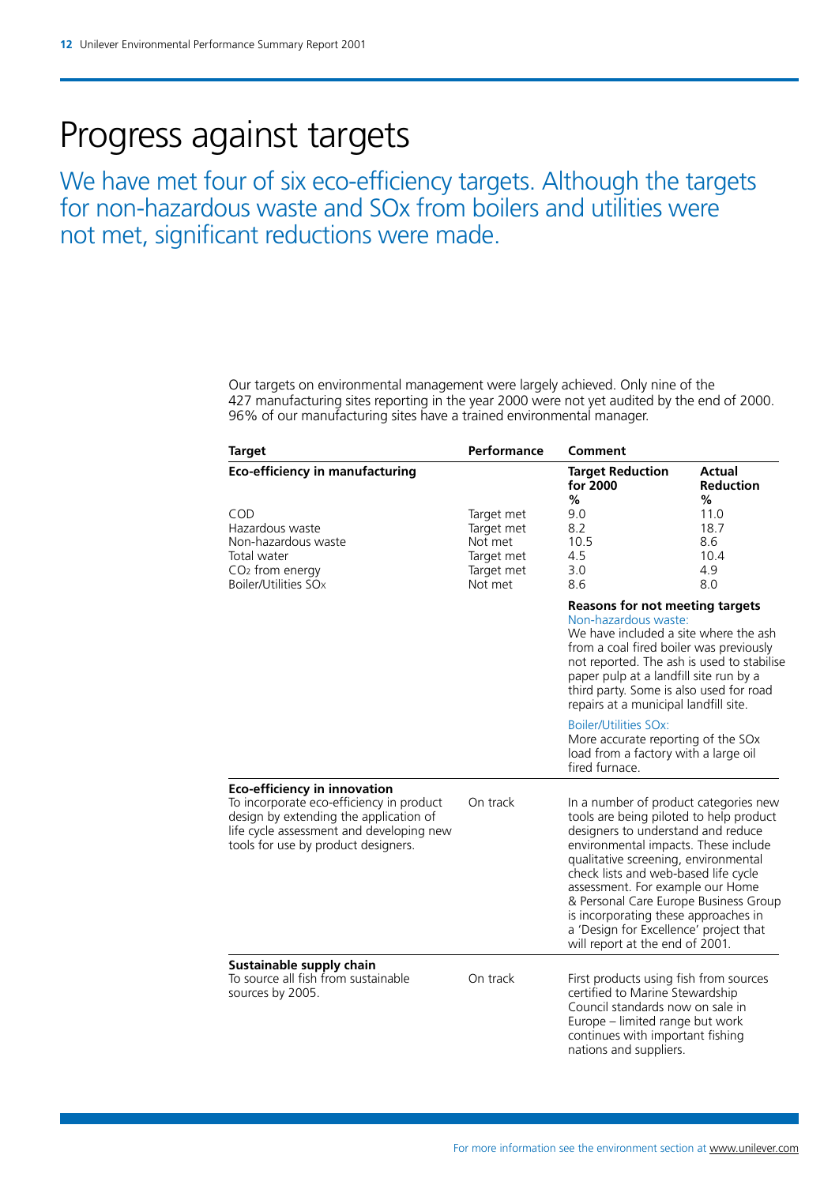# Progress against targets

We have met four of six eco-efficiency targets. Although the targets for non-hazardous waste and SOx from boilers and utilities were not met, significant reductions were made.

Our targets on environmental management were largely achieved. Only nine of the 427 manufacturing sites reporting in the year 2000 were not yet audited by the end of 2000. 96% of our manufacturing sites have a trained environmental manager.

| Target | Performance | Comment | |
|---|---|---|---|
| **Eco-efficiency in manufacturing** | | **Target Reduction for 2000 %** | **Actual Reduction %** |
| COD | Target met | 9.0 | 11.0 |
| Hazardous waste | Target met | 8.2 | 18.7 |
| Non-hazardous waste | Not met | 10.5 | 8.6 |
| Total water | Target met | 4.5 | 10.4 |
| $CO_2$ from energy | Target met | 3.0 | 4.9 |
| Boiler/Utilities $SO_x$ | Not met | 8.6 | 8.0 |
| | | **Reasons for not meeting targets**<br>Non-hazardous waste:<br>We have included a site where the ash from a coal fired boiler was previously not reported. The ash is used to stabilise paper pulp at a landfill site run by a third party. Some is also used for road repairs at a municipal landfill site.<br><br>Boiler/Utilities SOx:<br>More accurate reporting of the SOx load from a factory with a large oil fired furnace. | |
| **Eco-efficiency in innovation**<br>To incorporate eco-efficiency in product design by extending the application of life cycle assessment and developing new tools for use by product designers. | On track | In a number of product categories new tools are being piloted to help product designers to understand and reduce environmental impacts. These include qualitative screening, environmental check lists and web-based life cycle assessment. For example our Home & Personal Care Europe Business Group is incorporating these approaches in a 'Design for Excellence' project that will report at the end of 2001. | |
| **Sustainable supply chain**<br>To source all fish from sustainable sources by 2005. | On track | First products using fish from sources certified to Marine Stewardship Council standards now on sale in Europe – limited range but work continues with important fishing nations and suppliers. | |

For more information see the environment section at www.unilever.com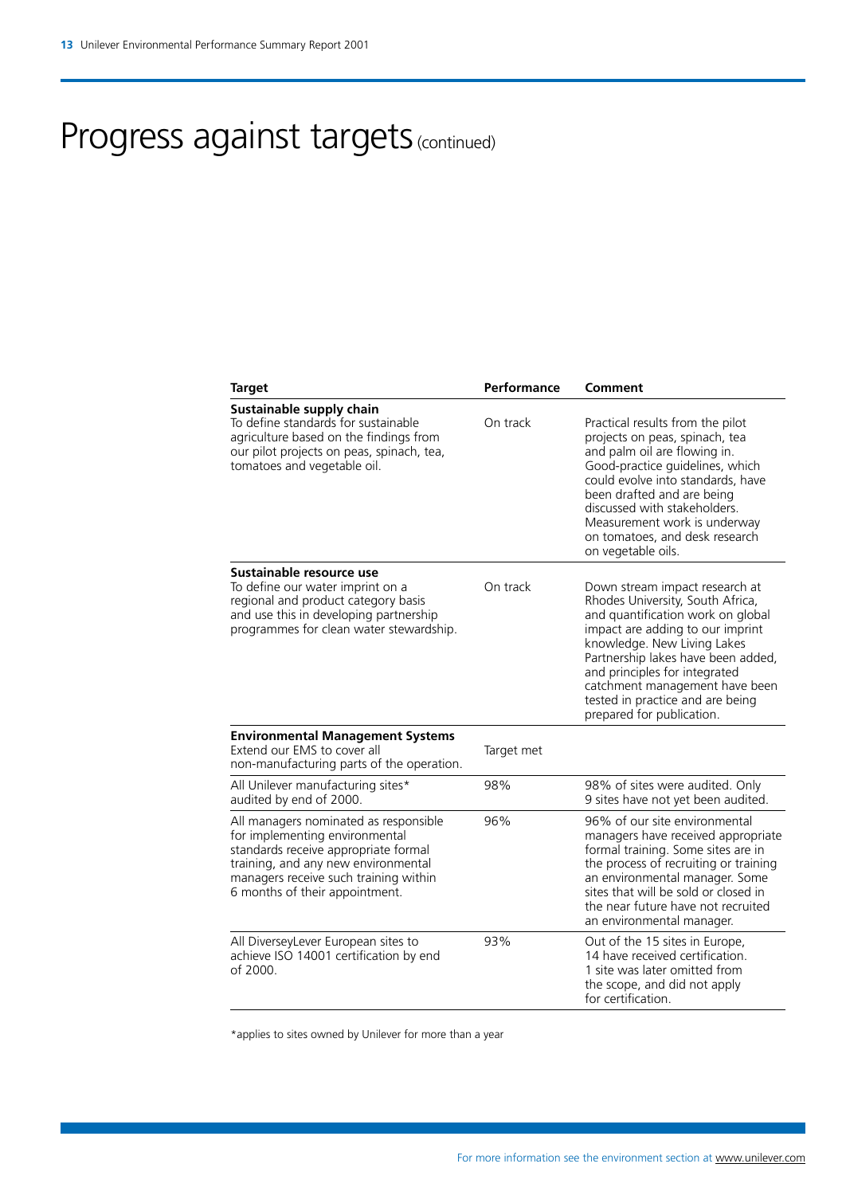# Progress against targets (continued)

| Target | Performance | Comment |
|---|---|---|
| **Sustainable supply chain** To define standards for sustainable agriculture based on the findings from our pilot projects on peas, spinach, tea, tomatoes and vegetable oil. | On track | Practical results from the pilot projects on peas, spinach, tea and palm oil are flowing in. Good-practice guidelines, which could evolve into standards, have been drafted and are being discussed with stakeholders. Measurement work is underway on tomatoes, and desk research on vegetable oils. |
| **Sustainable resource use** To define our water imprint on a regional and product category basis and use this in developing partnership programmes for clean water stewardship. | On track | Down stream impact research at Rhodes University, South Africa, and quantification work on global impact are adding to our imprint knowledge. New Living Lakes Partnership lakes have been added, and principles for integrated catchment management have been tested in practice and are being prepared for publication. |
| **Environmental Management Systems** Extend our EMS to cover all non-manufacturing parts of the operation. | Target met | |
| All Unilever manufacturing sites* audited by end of 2000. | 98% | 98% of sites were audited. Only 9 sites have not yet been audited. |
| All managers nominated as responsible for implementing environmental standards receive appropriate formal training, and any new environmental managers receive such training within 6 months of their appointment. | 96% | 96% of our site environmental managers have received appropriate formal training. Some sites are in the process of recruiting or training an environmental manager. Some sites that will be sold or closed in the near future have not recruited an environmental manager. |
| All DiverseyLever European sites to achieve ISO 14001 certification by end of 2000. | 93% | Out of the 15 sites in Europe, 14 have received certification. 1 site was later omitted from the scope, and did not apply for certification. |

*applies to sites owned by Unilever for more than a year

For more information see the environment section at www.unilever.com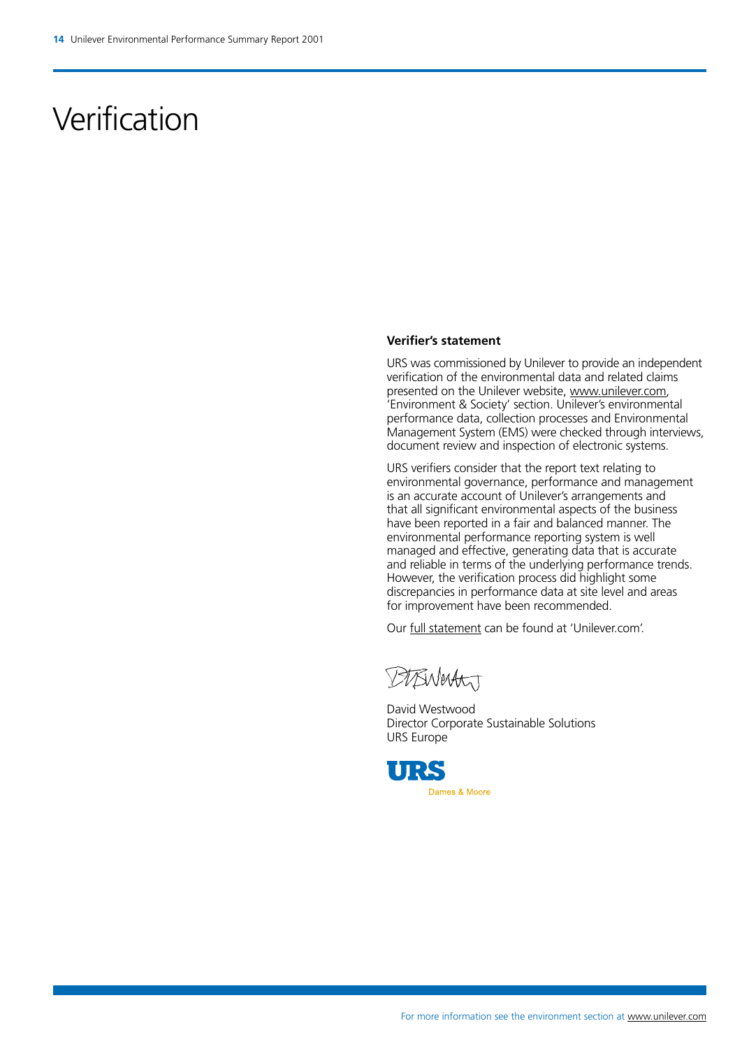# Verification

**Verifier's statement**

URS was commissioned by Unilever to provide an independent verification of the environmental data and related claims presented on the Unilever website, www.unilever.com, 'Environment & Society' section. Unilever's environmental performance data, collection processes and Environmental Management System (EMS) were checked through interviews, document review and inspection of electronic systems.

URS verifiers consider that the report text relating to environmental governance, performance and management is an accurate account of Unilever's arrangements and that all significant environmental aspects of the business have been reported in a fair and balanced manner. The environmental performance reporting system is well managed and effective, generating data that is accurate and reliable in terms of the underlying performance trends. However, the verification process did highlight some discrepancies in performance data at site level and areas for improvement have been recommended.

Our full statement can be found at 'Unilever.com'.

David Westwood
Director Corporate Sustainable Solutions
URS Europe

URS
Dames & Moore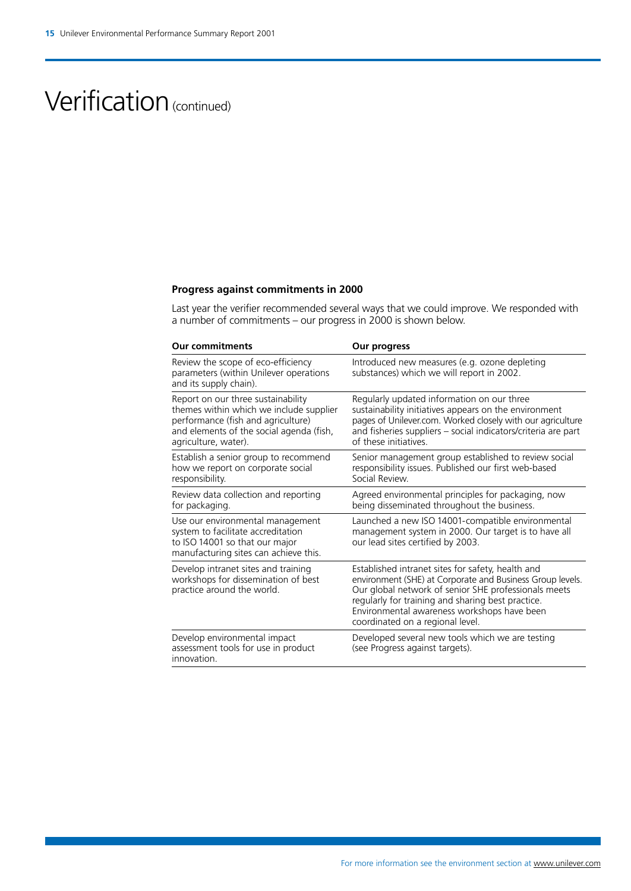# Verification (continued)

**Progress against commitments in 2000**

Last year the verifier recommended several ways that we could improve. We responded with a number of commitments – our progress in 2000 is shown below.

| Our commitments | Our progress |
|---|---|
| Review the scope of eco-efficiency parameters (within Unilever operations and its supply chain). | Introduced new measures (e.g. ozone depleting substances) which we will report in 2002. |
| Report on our three sustainability themes within which we include supplier performance (fish and agriculture) and elements of the social agenda (fish, agriculture, water). | Regularly updated information on our three sustainability initiatives appears on the environment pages of Unilever.com. Worked closely with our agriculture and fisheries suppliers – social indicators/criteria are part of these initiatives. |
| Establish a senior group to recommend how we report on corporate social responsibility. | Senior management group established to review social responsibility issues. Published our first web-based Social Review. |
| Review data collection and reporting for packaging. | Agreed environmental principles for packaging, now being disseminated throughout the business. |
| Use our environmental management system to facilitate accreditation to ISO 14001 so that our major manufacturing sites can achieve this. | Launched a new ISO 14001-compatible environmental management system in 2000. Our target is to have all our lead sites certified by 2003. |
| Develop intranet sites and training workshops for dissemination of best practice around the world. | Established intranet sites for safety, health and environment (SHE) at Corporate and Business Group levels. Our global network of senior SHE professionals meets regularly for training and sharing best practice. Environmental awareness workshops have been coordinated on a regional level. |
| Develop environmental impact assessment tools for use in product innovation. | Developed several new tools which we are testing (see Progress against targets). |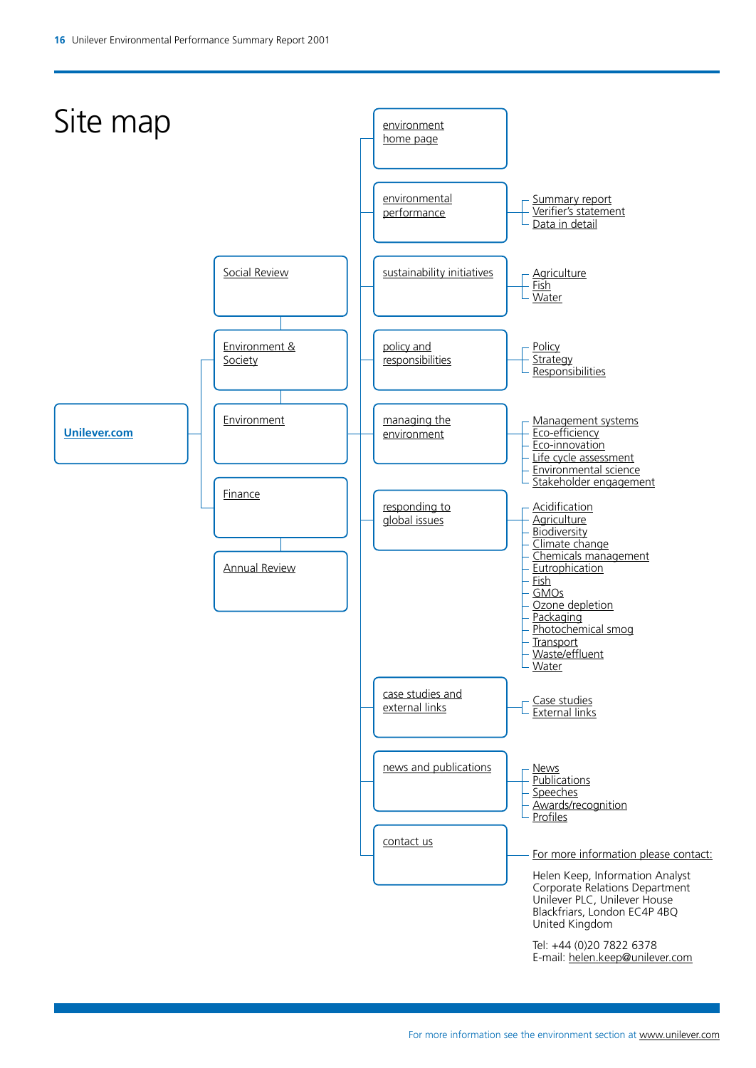# Site map

- **Unilever.com**
  - Social Review
  - Environment & Society
  - Environment
    - environment home page
    - environmental performance
      - Summary report
      - Verifier's statement
      - Data in detail
    - sustainability initiatives
      - Agriculture
      - Fish
      - Water
    - policy and responsibilities
      - Policy
      - Strategy
      - Responsibilities
    - managing the environment
      - Management systems
      - Eco-efficiency
      - Eco-innovation
      - Life cycle assessment
      - Environmental science
      - Stakeholder engagement
    - responding to global issues
      - Acidification
      - Agriculture
      - Biodiversity
      - Climate change
      - Chemicals management
      - Eutrophication
      - Fish
      - GMOs
      - Ozone depletion
      - Packaging
      - Photochemical smog
      - Transport
      - Waste/effluent
      - Water
    - case studies and external links
      - Case studies
      - External links
    - news and publications
      - News
      - Publications
      - Speeches
      - Awards/recognition
      - Profiles
    - contact us
      - For more information please contact:
  - Finance
  - Annual Review

For more information please contact:

Helen Keep, Information Analyst
Corporate Relations Department
Unilever PLC, Unilever House
Blackfriars, London EC4P 4BQ
United Kingdom

Tel: +44 (0)20 7822 6378
E-mail: helen.keep@unilever.com

For more information see the environment section at www.unilever.com